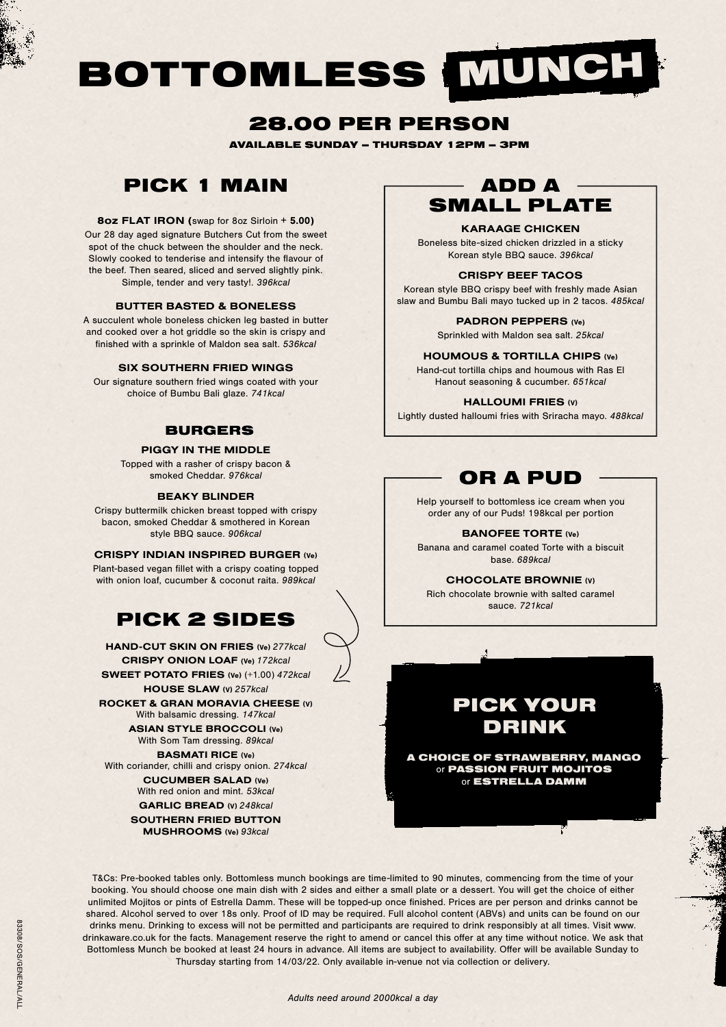# BOTTOMLESS MUNCH

## 28.00 PER PERSON

**AVAILABLE SUNDAY – THURSDAY 12PM – 3PM**

## PICK 1 MAIN

**8oz FLAT IRON** (swap for 8oz Sirloin + **5.00**)
Our 28 day aged signature Butchers Cut from the sweet spot of the chuck between the shoulder and the neck. Slowly cooked to tenderise and intensify the flavour of the beef. Then seared, sliced and served slightly pink. Simple, tender and very tasty!. *396kcal*

**BUTTER BASTED & BONELESS**
A succulent whole boneless chicken leg basted in butter and cooked over a hot griddle so the skin is crispy and finished with a sprinkle of Maldon sea salt. *536kcal*

**SIX SOUTHERN FRIED WINGS**
Our signature southern fried wings coated with your choice of Bumbu Bali glaze. *741kcal*

### BURGERS

**PIGGY IN THE MIDDLE**
Topped with a rasher of crispy bacon & smoked Cheddar. *976kcal*

**BEAKY BLINDER**
Crispy buttermilk chicken breast topped with crispy bacon, smoked Cheddar & smothered in Korean style BBQ sauce. *906kcal*

**CRISPY INDIAN INSPIRED BURGER (Ve)**
Plant-based vegan fillet with a crispy coating topped with onion loaf, cucumber & coconut raita. *989kcal*

## PICK 2 SIDES

**HAND-CUT SKIN ON FRIES (Ve)** *277kcal*
**CRISPY ONION LOAF (Ve)** *172kcal*
**SWEET POTATO FRIES (Ve)** (+1.00) *472kcal*
**HOUSE SLAW (V)** *257kcal*
**ROCKET & GRAN MORAVIA CHEESE (V)**
With balsamic dressing. *147kcal*
**ASIAN STYLE BROCCOLI (Ve)**
With Som Tam dressing. *89kcal*
**BASMATI RICE (Ve)**
With coriander, chilli and crispy onion. *274kcal*
**CUCUMBER SALAD (Ve)**
With red onion and mint. *53kcal*
**GARLIC BREAD (V)** *248kcal*
**SOUTHERN FRIED BUTTON MUSHROOMS (Ve)** *93kcal*

## ADD A SMALL PLATE

**KARAAGE CHICKEN**
Boneless bite-sized chicken drizzled in a sticky Korean style BBQ sauce. *396kcal*

**CRISPY BEEF TACOS**
Korean style BBQ crispy beef with freshly made Asian slaw and Bumbu Bali mayo tucked up in 2 tacos. *485kcal*

**PADRON PEPPERS (Ve)**
Sprinkled with Maldon sea salt. *25kcal*

**HOUMOUS & TORTILLA CHIPS (Ve)**
Hand-cut tortilla chips and houmous with Ras El Hanout seasoning & cucumber. *651kcal*

**HALLOUMI FRIES (V)**
Lightly dusted halloumi fries with Sriracha mayo. *488kcal*

## OR A PUD

Help yourself to bottomless ice cream when you order any of our Puds! 198kcal per portion

**BANOFEE TORTE (Ve)**
Banana and caramel coated Torte with a biscuit base. *689kcal*

**CHOCOLATE BROWNIE (V)**
Rich chocolate brownie with salted caramel sauce. *721kcal*

## PICK YOUR DRINK

**A CHOICE OF STRAWBERRY, MANGO** or **PASSION FRUIT MOJITOS** or **ESTRELLA DAMM**

T&Cs: Pre-booked tables only. Bottomless munch bookings are time-limited to 90 minutes, commencing from the time of your booking. You should choose one main dish with 2 sides and either a small plate or a dessert. You will get the choice of either unlimited Mojitos or pints of Estrella Damm. These will be topped-up once finished. Prices are per person and drinks cannot be shared. Alcohol served to over 18s only. Proof of ID may be required. Full alcohol content (ABVs) and units can be found on our drinks menu. Drinking to excess will not be permitted and participants are required to drink responsibly at all times. Visit www.drinkaware.co.uk for the facts. Management reserve the right to amend or cancel this offer at any time without notice. We ask that Bottomless Munch be booked at least 24 hours in advance. All items are subject to availability. Offer will be available Sunday to Thursday starting from 14/03/22. Only available in-venue not via collection or delivery.

*Adults need around 2000kcal a day*

83308/SOS/GENERAL/ALL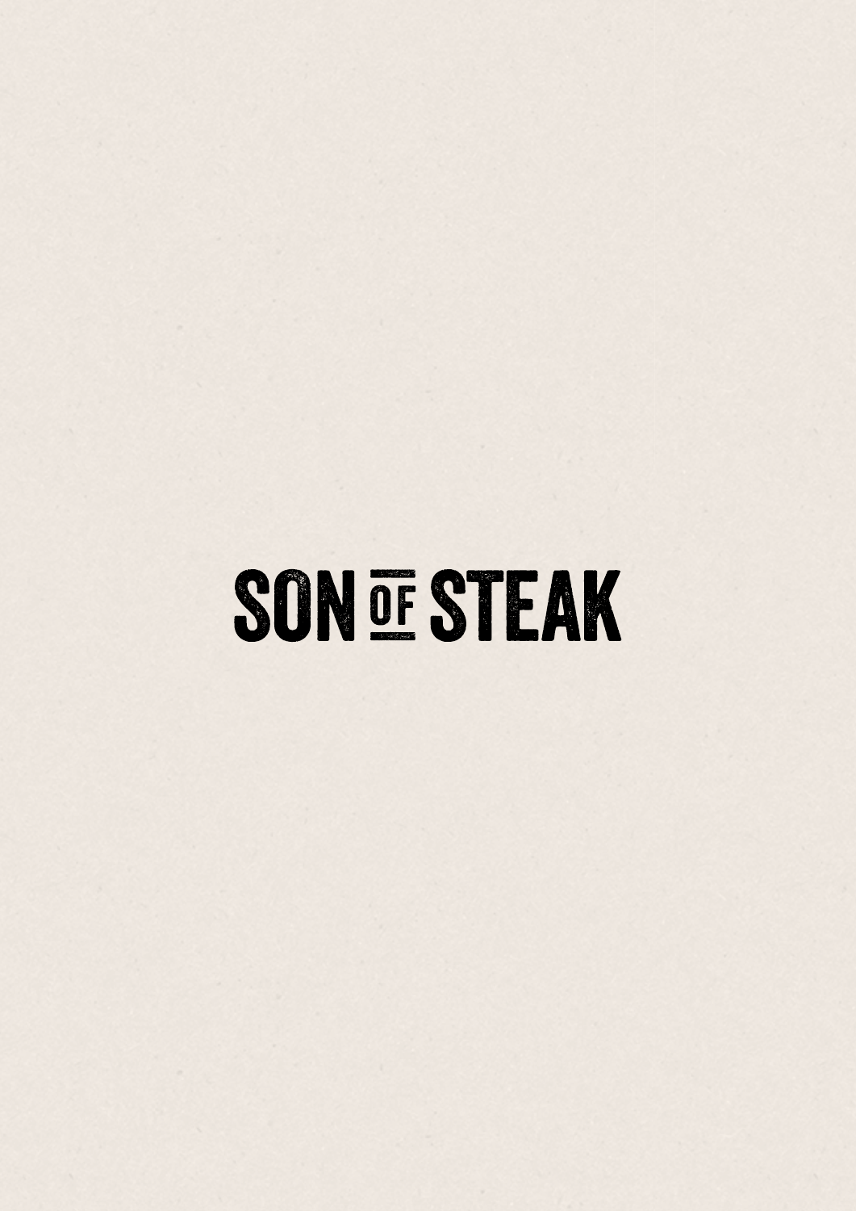SON OF STEAK